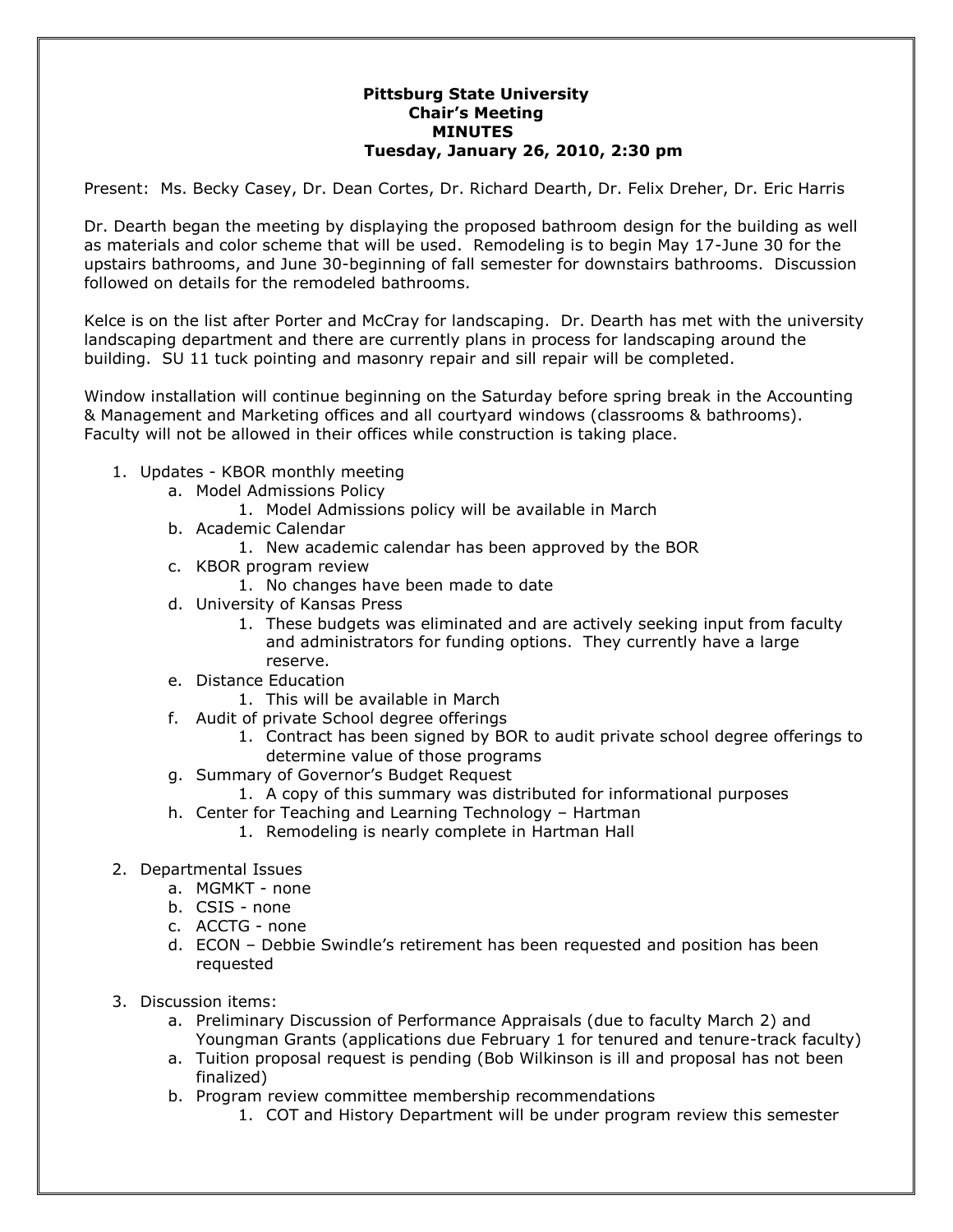**Pittsburg State University**
**Chair's Meeting**
**MINUTES**
**Tuesday, January 26, 2010, 2:30 pm**

Present: Ms. Becky Casey, Dr. Dean Cortes, Dr. Richard Dearth, Dr. Felix Dreher, Dr. Eric Harris

Dr. Dearth began the meeting by displaying the proposed bathroom design for the building as well as materials and color scheme that will be used. Remodeling is to begin May 17-June 30 for the upstairs bathrooms, and June 30-beginning of fall semester for downstairs bathrooms. Discussion followed on details for the remodeled bathrooms.

Kelce is on the list after Porter and McCray for landscaping. Dr. Dearth has met with the university landscaping department and there are currently plans in process for landscaping around the building. SU 11 tuck pointing and masonry repair and sill repair will be completed.

Window installation will continue beginning on the Saturday before spring break in the Accounting & Management and Marketing offices and all courtyard windows (classrooms & bathrooms). Faculty will not be allowed in their offices while construction is taking place.

1. Updates - KBOR monthly meeting
    a. Model Admissions Policy
        1. Model Admissions policy will be available in March
    b. Academic Calendar
        1. New academic calendar has been approved by the BOR
    c. KBOR program review
        1. No changes have been made to date
    d. University of Kansas Press
        1. These budgets was eliminated and are actively seeking input from faculty and administrators for funding options. They currently have a large reserve.
    e. Distance Education
        1. This will be available in March
    f. Audit of private School degree offerings
        1. Contract has been signed by BOR to audit private school degree offerings to determine value of those programs
    g. Summary of Governor's Budget Request
        1. A copy of this summary was distributed for informational purposes
    h. Center for Teaching and Learning Technology – Hartman
        1. Remodeling is nearly complete in Hartman Hall

2. Departmental Issues
    a. MGMKT - none
    b. CSIS - none
    c. ACCTG - none
    d. ECON – Debbie Swindle's retirement has been requested and position has been requested

3. Discussion items:
    a. Preliminary Discussion of Performance Appraisals (due to faculty March 2) and Youngman Grants (applications due February 1 for tenured and tenure-track faculty)
    a. Tuition proposal request is pending (Bob Wilkinson is ill and proposal has not been finalized)
    b. Program review committee membership recommendations
        1. COT and History Department will be under program review this semester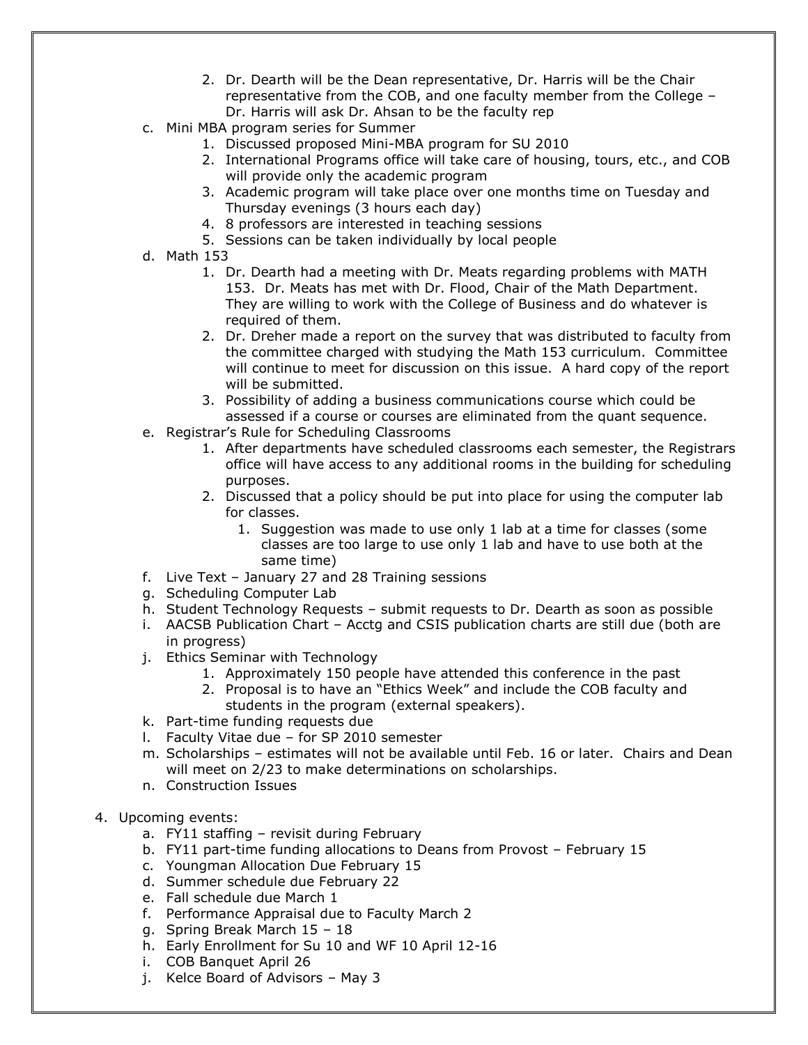2. Dr. Dearth will be the Dean representative, Dr. Harris will be the Chair representative from the COB, and one faculty member from the College – Dr. Harris will ask Dr. Ahsan to be the faculty rep

c. Mini MBA program series for Summer
   1. Discussed proposed Mini-MBA program for SU 2010
   2. International Programs office will take care of housing, tours, etc., and COB will provide only the academic program
   3. Academic program will take place over one months time on Tuesday and Thursday evenings (3 hours each day)
   4. 8 professors are interested in teaching sessions
   5. Sessions can be taken individually by local people

d. Math 153
   1. Dr. Dearth had a meeting with Dr. Meats regarding problems with MATH 153. Dr. Meats has met with Dr. Flood, Chair of the Math Department. They are willing to work with the College of Business and do whatever is required of them.
   2. Dr. Dreher made a report on the survey that was distributed to faculty from the committee charged with studying the Math 153 curriculum. Committee will continue to meet for discussion on this issue. A hard copy of the report will be submitted.
   3. Possibility of adding a business communications course which could be assessed if a course or courses are eliminated from the quant sequence.

e. Registrar's Rule for Scheduling Classrooms
   1. After departments have scheduled classrooms each semester, the Registrars office will have access to any additional rooms in the building for scheduling purposes.
   2. Discussed that a policy should be put into place for using the computer lab for classes.
      1. Suggestion was made to use only 1 lab at a time for classes (some classes are too large to use only 1 lab and have to use both at the same time)

f. Live Text – January 27 and 28 Training sessions

g. Scheduling Computer Lab

h. Student Technology Requests – submit requests to Dr. Dearth as soon as possible

i. AACSB Publication Chart – Acctg and CSIS publication charts are still due (both are in progress)

j. Ethics Seminar with Technology
   1. Approximately 150 people have attended this conference in the past
   2. Proposal is to have an "Ethics Week" and include the COB faculty and students in the program (external speakers).

k. Part-time funding requests due

l. Faculty Vitae due – for SP 2010 semester

m. Scholarships – estimates will not be available until Feb. 16 or later. Chairs and Dean will meet on 2/23 to make determinations on scholarships.

n. Construction Issues

4. Upcoming events:
   a. FY11 staffing – revisit during February
   b. FY11 part-time funding allocations to Deans from Provost – February 15
   c. Youngman Allocation Due February 15
   d. Summer schedule due February 22
   e. Fall schedule due March 1
   f. Performance Appraisal due to Faculty March 2
   g. Spring Break March 15 – 18
   h. Early Enrollment for Su 10 and WF 10 April 12-16
   i. COB Banquet April 26
   j. Kelce Board of Advisors – May 3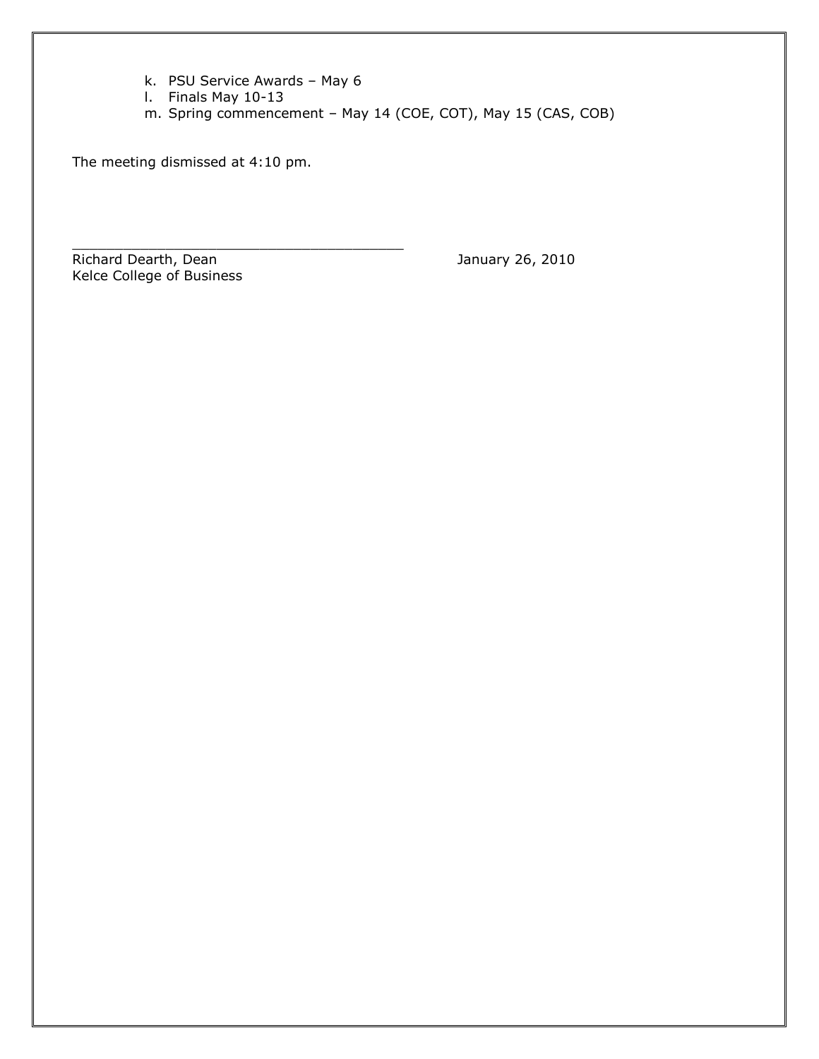k. PSU Service Awards – May 6
l. Finals May 10-13
m. Spring commencement – May 14 (COE, COT), May 15 (CAS, COB)

The meeting dismissed at 4:10 pm.

\_\_\_\_\_\_\_\_\_\_\_\_\_\_\_\_\_\_\_\_\_\_\_\_\_\_\_\_\_\_\_\_\_\_\_\_\_\_\_\_\_

Richard Dearth, Dean January 26, 2010
Kelce College of Business